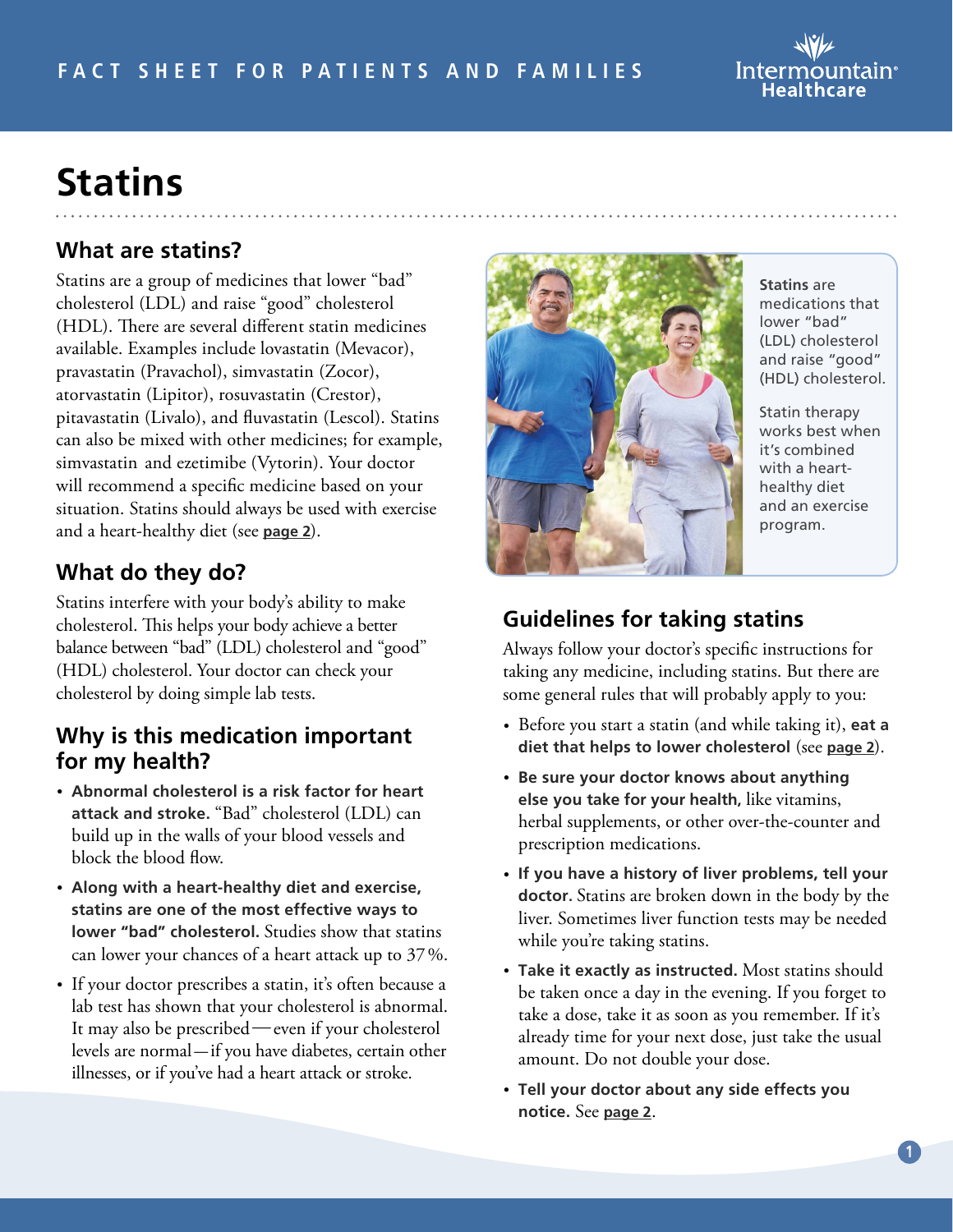FACT SHEET FOR PATIENTS AND FAMILIES

# Statins

## What are statins?

Statins are a group of medicines that lower "bad" cholesterol (LDL) and raise "good" cholesterol (HDL). There are several different statin medicines available. Examples include lovastatin (Mevacor), pravastatin (Pravachol), simvastatin (Zocor), atorvastatin (Lipitor), rosuvastatin (Crestor), pitavastatin (Livalo), and fluvastatin (Lescol). Statins can also be mixed with other medicines; for example, simvastatin and ezetimibe (Vytorin). Your doctor will recommend a specific medicine based on your situation. Statins should always be used with exercise and a heart-healthy diet (see **page 2**).

## What do they do?

Statins interfere with your body's ability to make cholesterol. This helps your body achieve a better balance between "bad" (LDL) cholesterol and "good" (HDL) cholesterol. Your doctor can check your cholesterol by doing simple lab tests.

## Why is this medication important for my health?

- **Abnormal cholesterol is a risk factor for heart attack and stroke.** "Bad" cholesterol (LDL) can build up in the walls of your blood vessels and block the blood flow.
- **Along with a heart-healthy diet and exercise, statins are one of the most effective ways to lower "bad" cholesterol.** Studies show that statins can lower your chances of a heart attack up to 37%.
- If your doctor prescribes a statin, it's often because a lab test has shown that your cholesterol is abnormal. It may also be prescribed — even if your cholesterol levels are normal — if you have diabetes, certain other illnesses, or if you've had a heart attack or stroke.

**Statins** are medications that lower "bad" (LDL) cholesterol and raise "good" (HDL) cholesterol.

Statin therapy works best when it's combined with a heart-healthy diet and an exercise program.

## Guidelines for taking statins

Always follow your doctor's specific instructions for taking any medicine, including statins. But there are some general rules that will probably apply to you:

- Before you start a statin (and while taking it), **eat a diet that helps to lower cholesterol** (see **page 2**).
- **Be sure your doctor knows about anything else you take for your health,** like vitamins, herbal supplements, or other over-the-counter and prescription medications.
- **If you have a history of liver problems, tell your doctor.** Statins are broken down in the body by the liver. Sometimes liver function tests may be needed while you're taking statins.
- **Take it exactly as instructed.** Most statins should be taken once a day in the evening. If you forget to take a dose, take it as soon as you remember. If it's already time for your next dose, just take the usual amount. Do not double your dose.
- **Tell your doctor about any side effects you notice.** See **page 2**.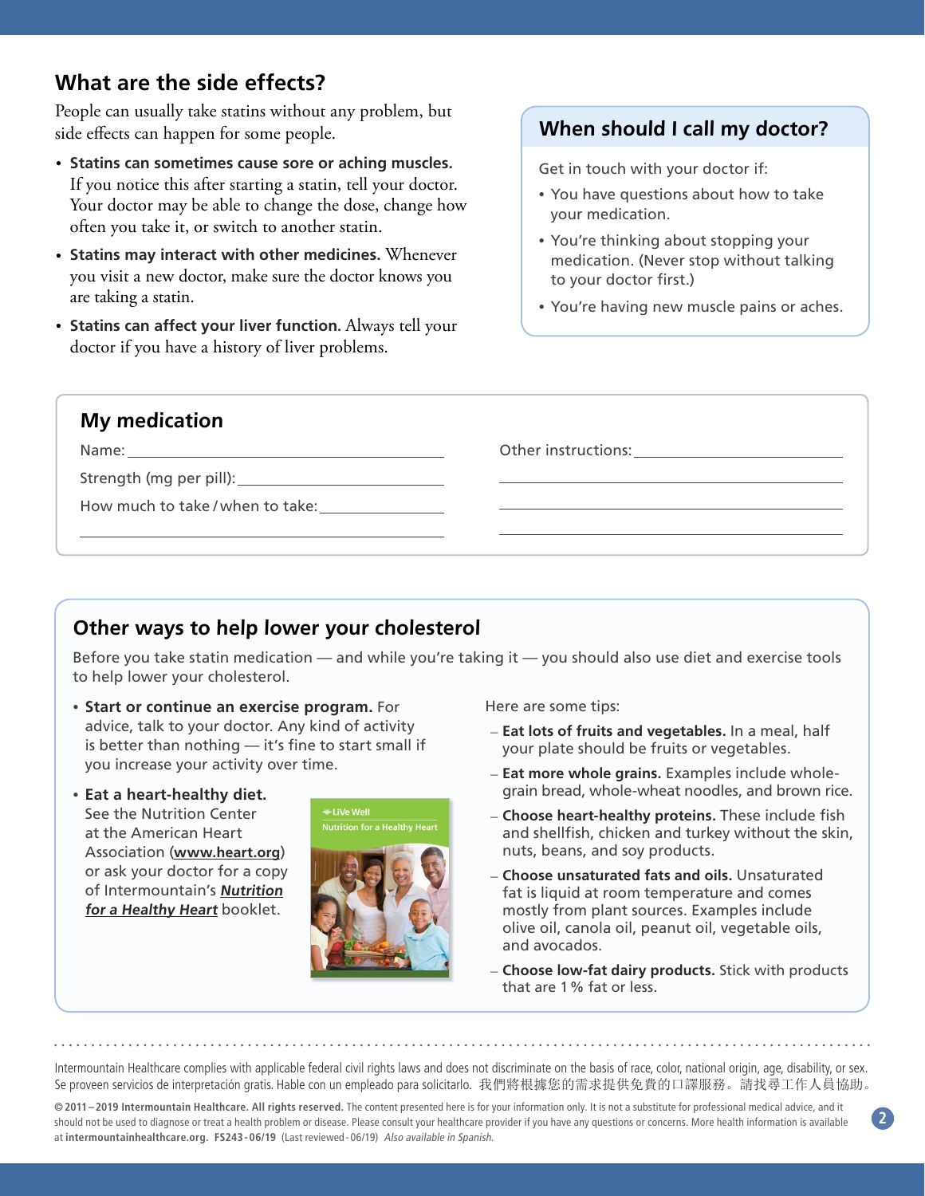## What are the side effects?

People can usually take statins without any problem, but side effects can happen for some people.

- **Statins can sometimes cause sore or aching muscles.** If you notice this after starting a statin, tell your doctor. Your doctor may be able to change the dose, change how often you take it, or switch to another statin.
- **Statins may interact with other medicines.** Whenever you visit a new doctor, make sure the doctor knows you are taking a statin.
- **Statins can affect your liver function.** Always tell your doctor if you have a history of liver problems.

## When should I call my doctor?

Get in touch with your doctor if:

- You have questions about how to take your medication.
- You're thinking about stopping your medication. (Never stop without talking to your doctor first.)
- You're having new muscle pains or aches.

## My medication

Name: ______________________

Strength (mg per pill): ______________________

How much to take / when to take: ______________________

______________________

Other instructions: ______________________

______________________

______________________

______________________

## Other ways to help lower your cholesterol

Before you take statin medication — and while you're taking it — you should also use diet and exercise tools to help lower your cholesterol.

- **Start or continue an exercise program.** For advice, talk to your doctor. Any kind of activity is better than nothing — it's fine to start small if you increase your activity over time.
- **Eat a heart-healthy diet.** See the Nutrition Center at the American Heart Association (**www.heart.org**) or ask your doctor for a copy of Intermountain's ***Nutrition for a Healthy Heart*** booklet.

LiVe Well
Nutrition for a Healthy Heart

Here are some tips:

- **Eat lots of fruits and vegetables.** In a meal, half your plate should be fruits or vegetables.
- **Eat more whole grains.** Examples include whole-grain bread, whole-wheat noodles, and brown rice.
- **Choose heart-healthy proteins.** These include fish and shellfish, chicken and turkey without the skin, nuts, beans, and soy products.
- **Choose unsaturated fats and oils.** Unsaturated fat is liquid at room temperature and comes mostly from plant sources. Examples include olive oil, canola oil, peanut oil, vegetable oils, and avocados.
- **Choose low-fat dairy products.** Stick with products that are 1% fat or less.

---

Intermountain Healthcare complies with applicable federal civil rights laws and does not discriminate on the basis of race, color, national origin, age, disability, or sex. Se proveen servicios de interpretación gratis. Hable con un empleado para solicitarlo. 我們將根據您的需求提供免費的口譯服務。請找尋工作人員協助。

**© 2011–2019 Intermountain Healthcare. All rights reserved.** The content presented here is for your information only. It is not a substitute for professional medical advice, and it should not be used to diagnose or treat a health problem or disease. Please consult your healthcare provider if you have any questions or concerns. More health information is available at **intermountainhealthcare.org. FS243 - 06/19** (Last reviewed - 06/19) *Also available in Spanish.*